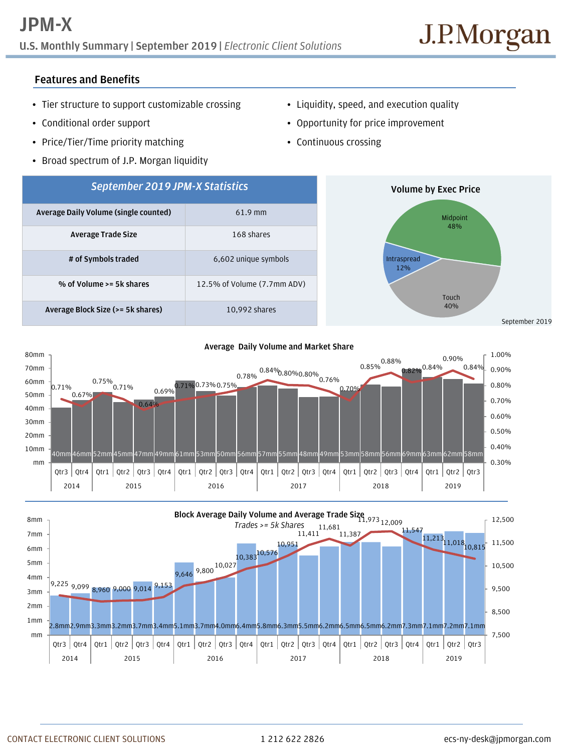# JPM-X

**U.S. Monthly Summary | September 2019 |** *Electronic Client Solutions*

J.P.Morgan

## Features and Benefits

- Tier structure to support customizable crossing
- Conditional order support
- Price/Tier/Time priority matching
- Broad spectrum of J.P. Morgan liquidity
- Liquidity, speed, and execution quality
- Opportunity for price improvement
- Continuous crossing

| *September 2019 JPM-X Statistics* | |
|---|---|
| **Average Daily Volume (single counted)** | 61.9 mm |
| **Average Trade Size** | 168 shares |
| **# of Symbols traded** | 6,602 unique symbols |
| **% of Volume >= 5k shares** | 12.5% of Volume (7.7mm ADV) |
| **Average Block Size (>= 5k shares)** | 10,992 shares |

**Volume by Exec Price**

| Exec Price | Share |
|---|---|
| Midpoint | 48% |
| Touch | 40% |
| Intraspread | 12% |

September 2019

**Average Daily Volume and Market Share**

| Year | Quarter | ADV | Market Share |
|---|---|---|---|
| 2014 | Qtr3 | 40mm | 0.71% |
| 2014 | Qtr4 | 46mm | 0.67% |
| 2015 | Qtr1 | 52mm | 0.75% |
| 2015 | Qtr2 | 45mm | 0.71% |
| 2015 | Qtr3 | 47mm | 0.64% |
| 2015 | Qtr4 | 49mm | 0.69% |
| 2016 | Qtr1 | 61mm | 0.71% |
| 2016 | Qtr2 | 53mm | 0.73% |
| 2016 | Qtr3 | 50mm | 0.75% |
| 2016 | Qtr4 | 56mm | 0.78% |
| 2017 | Qtr1 | 57mm | 0.84% |
| 2017 | Qtr2 | 55mm | 0.80% |
| 2017 | Qtr3 | 48mm | 0.80% |
| 2017 | Qtr4 | 49mm | 0.76% |
| 2018 | Qtr1 | 53mm | 0.70% |
| 2018 | Qtr2 | 58mm | 0.85% |
| 2018 | Qtr3 | 56mm | 0.88% |
| 2018 | Qtr4 | 69mm | 0.82% |
| 2019 | Qtr1 | 63mm | 0.84% |
| 2019 | Qtr2 | 62mm | 0.90% |
| 2019 | Qtr3 | 58mm | 0.84% |

**Block Average Daily Volume and Average Trade Size**

*Trades >= 5k Shares*

| Year | Quarter | Block ADV | Average Trade Size |
|---|---|---|---|
| 2014 | Qtr3 | 2.8mm | 9,225 |
| 2014 | Qtr4 | 2.9mm | 9,099 |
| 2015 | Qtr1 | 3.3mm | 8,960 |
| 2015 | Qtr2 | 3.2mm | 9,000 |
| 2015 | Qtr3 | 3.7mm | 9,014 |
| 2015 | Qtr4 | 3.4mm | 9,153 |
| 2016 | Qtr1 | 5.1mm | 9,646 |
| 2016 | Qtr2 | 3.7mm | 9,800 |
| 2016 | Qtr3 | 4.0mm | 10,027 |
| 2016 | Qtr4 | 6.4mm | 10,383 |
| 2017 | Qtr1 | 5.8mm | 10,576 |
| 2017 | Qtr2 | 6.3mm | 10,951 |
| 2017 | Qtr3 | 5.5mm | 11,411 |
| 2017 | Qtr4 | 6.2mm | 11,681 |
| 2018 | Qtr1 | 6.5mm | 11,387 |
| 2018 | Qtr2 | 6.5mm | 11,973 |
| 2018 | Qtr3 | 6.2mm | 12,009 |
| 2018 | Qtr4 | 7.3mm | 11,547 |
| 2019 | Qtr1 | 7.1mm | 11,213 |
| 2019 | Qtr2 | 7.2mm | 11,018 |
| 2019 | Qtr3 | 7.1mm | 10,815 |

CONTACT ELECTRONIC CLIENT SOLUTIONS | 1 212 622 2826 | ecs-ny-desk@jpmorgan.com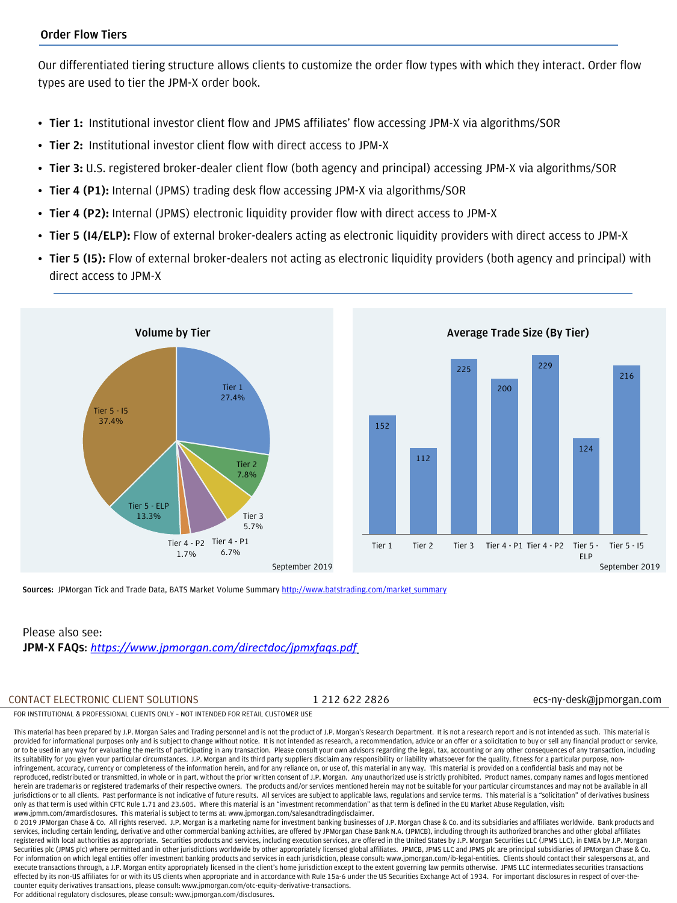## Order Flow Tiers

Our differentiated tiering structure allows clients to customize the order flow types with which they interact. Order flow types are used to tier the JPM-X order book.

- **Tier 1:** Institutional investor client flow and JPMS affiliates' flow accessing JPM-X via algorithms/SOR
- **Tier 2:** Institutional investor client flow with direct access to JPM-X
- **Tier 3:** U.S. registered broker-dealer client flow (both agency and principal) accessing JPM-X via algorithms/SOR
- **Tier 4 (P1):** Internal (JPMS) trading desk flow accessing JPM-X via algorithms/SOR
- **Tier 4 (P2):** Internal (JPMS) electronic liquidity provider flow with direct access to JPM-X
- **Tier 5 (I4/ELP):** Flow of external broker-dealers acting as electronic liquidity providers with direct access to JPM-X
- **Tier 5 (I5):** Flow of external broker-dealers not acting as electronic liquidity providers (both agency and principal) with direct access to JPM-X

**Volume by Tier**

Tier 1 27.4%
Tier 2 7.8%
Tier 3 5.7%
Tier 4 - P1 6.7%
Tier 4 - P2 1.7%
Tier 5 - ELP 13.3%
Tier 5 - I5 37.4%

September 2019

**Average Trade Size (By Tier)**

152
112
225
200
229
124
216

Tier 1
Tier 2
Tier 3
Tier 4 - P1
Tier 4 - P2
Tier 5 - ELP
Tier 5 - I5

September 2019

**Sources:** JPMorgan Tick and Trade Data, BATS Market Volume Summary http://www.batstrading.com/market_summary

Please also see:
**JPM-X FAQs**: *https://www.jpmorgan.com/directdoc/jpmxfaqs.pdf*

CONTACT ELECTRONIC CLIENT SOLUTIONS 1 212 622 2826 ecs-ny-desk@jpmorgan.com

FOR INSTITUTIONAL & PROFESSIONAL CLIENTS ONLY – NOT INTENDED FOR RETAIL CUSTOMER USE

This material has been prepared by J.P. Morgan Sales and Trading personnel and is not the product of J.P. Morgan's Research Department. It is not a research report and is not intended as such. This material is provided for informational purposes only and is subject to change without notice. It is not intended as research, a recommendation, advice or an offer or a solicitation to buy or sell any financial product or service, or to be used in any way for evaluating the merits of participating in any transaction. Please consult your own advisors regarding the legal, tax, accounting or any other consequences of any transaction, including its suitability for you given your particular circumstances. J.P. Morgan and its third party suppliers disclaim any responsibility or liability whatsoever for the quality, fitness for a particular purpose, non-infringement, accuracy, currency or completeness of the information herein, and for any reliance on, or use of, this material in any way. This material is provided on a confidential basis and may not be reproduced, redistributed or transmitted, in whole or in part, without the prior written consent of J.P. Morgan. Any unauthorized use is strictly prohibited. Product names, company names and logos mentioned herein are trademarks or registered trademarks of their respective owners. The products and/or services mentioned herein may not be suitable for your particular circumstances and may not be available in all jurisdictions or to all clients. Past performance is not indicative of future results. All services are subject to applicable laws, regulations and service terms. This material is a "solicitation" of derivatives business only as that term is used within CFTC Rule 1.71 and 23.605. Where this material is an "investment recommendation" as that term is defined in the EU Market Abuse Regulation, visit: www.jpmm.com/#mardisclosures. This material is subject to terms at: www.jpmorgan.com/salesandtradingdisclaimer.
© 2019 JPMorgan Chase & Co. All rights reserved. J.P. Morgan is a marketing name for investment banking businesses of J.P. Morgan Chase & Co. and its subsidiaries and affiliates worldwide. Bank products and services, including certain lending, derivative and other commercial banking activities, are offered by JPMorgan Chase Bank N.A. (JPMCB), including through its authorized branches and other global affiliates registered with local authorities as appropriate. Securities products and services, including execution services, are offered in the United States by J.P. Morgan Securities LLC (JPMS LLC), in EMEA by J.P. Morgan Securities plc (JPMS plc) where permitted and in other jurisdictions worldwide by other appropriately licensed global affiliates. JPMCB, JPMS LLC and JPMS plc are principal subsidiaries of JPMorgan Chase & Co. For information on which legal entities offer investment banking products and services in each jurisdiction, please consult: www.jpmorgan.com/ib-legal-entities. Clients should contact their salespersons at, and execute transactions through, a J.P. Morgan entity appropriately licensed in the client's home jurisdiction except to the extent governing law permits otherwise. JPMS LLC intermediates securities transactions effected by its non-US affiliates for or with its US clients when appropriate and in accordance with Rule 15a-6 under the US Securities Exchange Act of 1934. For important disclosures in respect of over-the-counter equity derivatives transactions, please consult: www.jpmorgan.com/otc-equity-derivative-transactions.
For additional regulatory disclosures, please consult: www.jpmorgan.com/disclosures.